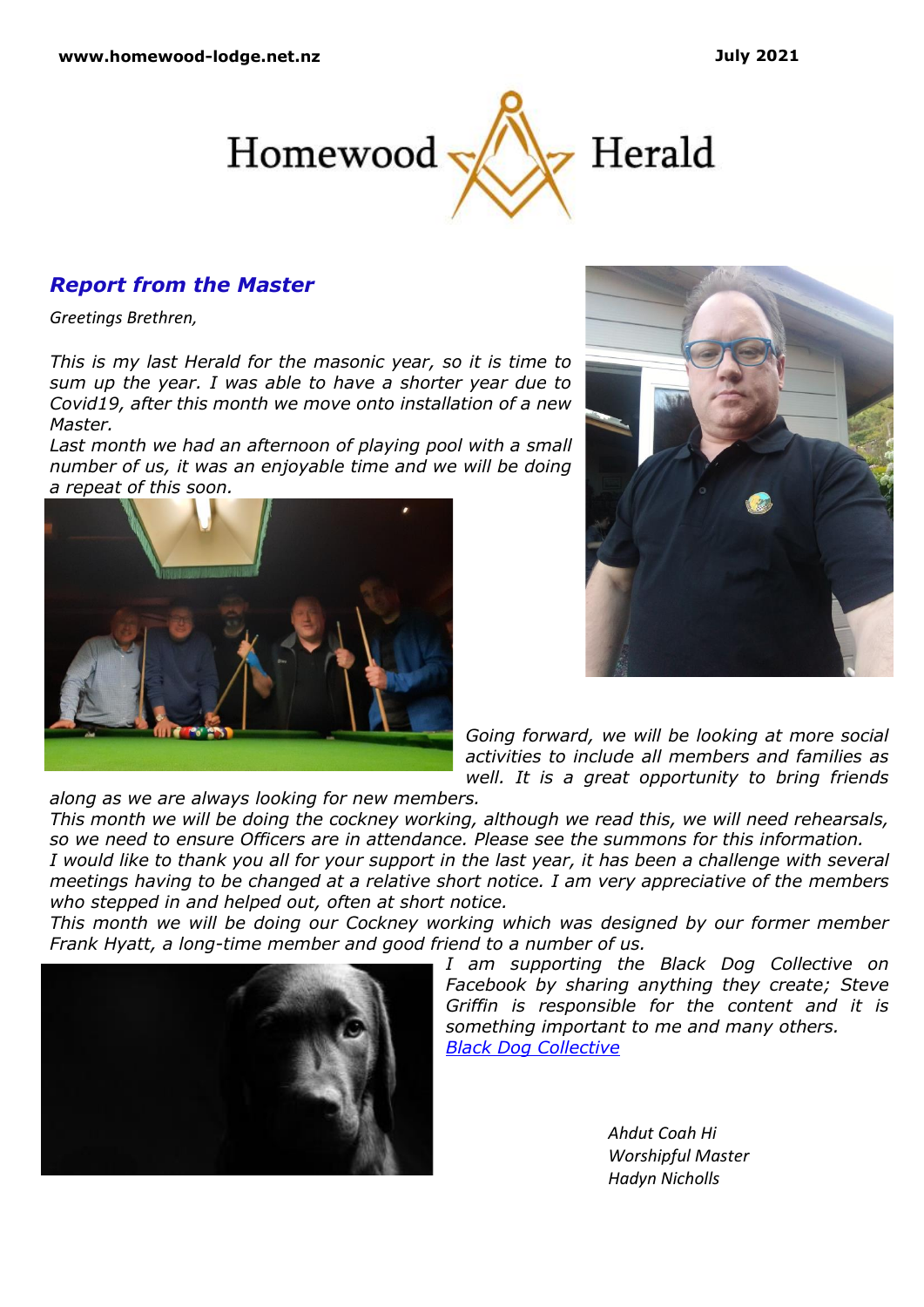www.homewood-lodge.net.nz July 2021

# Homewood Herald

## *Report from the Master*

*Greetings Brethren,*

*This is my last Herald for the masonic year, so it is time to sum up the year. I was able to have a shorter year due to Covid19, after this month we move onto installation of a new Master.*

*Last month we had an afternoon of playing pool with a small number of us, it was an enjoyable time and we will be doing a repeat of this soon.*

*Going forward, we will be looking at more social activities to include all members and families as well. It is a great opportunity to bring friends along as we are always looking for new members.*

*This month we will be doing the cockney working, although we read this, we will need rehearsals, so we need to ensure Officers are in attendance. Please see the summons for this information.*

*I would like to thank you all for your support in the last year, it has been a challenge with several meetings having to be changed at a relative short notice. I am very appreciative of the members who stepped in and helped out, often at short notice.*

*This month we will be doing our Cockney working which was designed by our former member Frank Hyatt, a long-time member and good friend to a number of us.*

*I am supporting the Black Dog Collective on Facebook by sharing anything they create; Steve Griffin is responsible for the content and it is something important to me and many others.*

*[Black Dog Collective]*

*Ahdut Coah Hi*
*Worshipful Master*
*Hadyn Nicholls*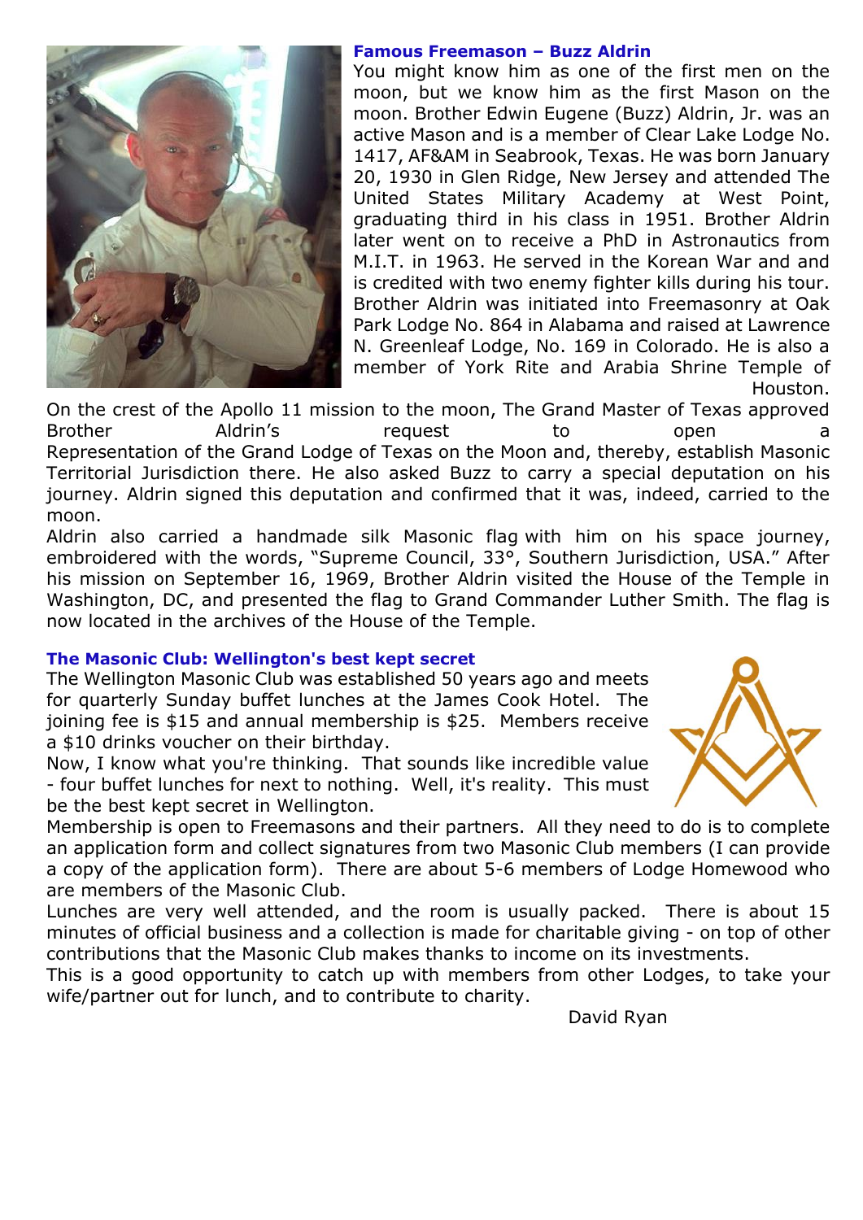### Famous Freemason – Buzz Aldrin

You might know him as one of the first men on the moon, but we know him as the first Mason on the moon. Brother Edwin Eugene (Buzz) Aldrin, Jr. was an active Mason and is a member of Clear Lake Lodge No. 1417, AF&AM in Seabrook, Texas. He was born January 20, 1930 in Glen Ridge, New Jersey and attended The United States Military Academy at West Point, graduating third in his class in 1951. Brother Aldrin later went on to receive a PhD in Astronautics from M.I.T. in 1963. He served in the Korean War and and is credited with two enemy fighter kills during his tour. Brother Aldrin was initiated into Freemasonry at Oak Park Lodge No. 864 in Alabama and raised at Lawrence N. Greenleaf Lodge, No. 169 in Colorado. He is also a member of York Rite and Arabia Shrine Temple of Houston.

On the crest of the Apollo 11 mission to the moon, The Grand Master of Texas approved Brother Aldrin's request to open a Representation of the Grand Lodge of Texas on the Moon and, thereby, establish Masonic Territorial Jurisdiction there. He also asked Buzz to carry a special deputation on his journey. Aldrin signed this deputation and confirmed that it was, indeed, carried to the moon.

Aldrin also carried a handmade silk Masonic flag with him on his space journey, embroidered with the words, "Supreme Council, 33°, Southern Jurisdiction, USA." After his mission on September 16, 1969, Brother Aldrin visited the House of the Temple in Washington, DC, and presented the flag to Grand Commander Luther Smith. The flag is now located in the archives of the House of the Temple.

### The Masonic Club: Wellington's best kept secret

The Wellington Masonic Club was established 50 years ago and meets for quarterly Sunday buffet lunches at the James Cook Hotel. The joining fee is $15 and annual membership is $25. Members receive a $10 drinks voucher on their birthday.

Now, I know what you're thinking. That sounds like incredible value - four buffet lunches for next to nothing. Well, it's reality. This must be the best kept secret in Wellington.

Membership is open to Freemasons and their partners. All they need to do is to complete an application form and collect signatures from two Masonic Club members (I can provide a copy of the application form). There are about 5-6 members of Lodge Homewood who are members of the Masonic Club.

Lunches are very well attended, and the room is usually packed. There is about 15 minutes of official business and a collection is made for charitable giving - on top of other contributions that the Masonic Club makes thanks to income on its investments.

This is a good opportunity to catch up with members from other Lodges, to take your wife/partner out for lunch, and to contribute to charity.

David Ryan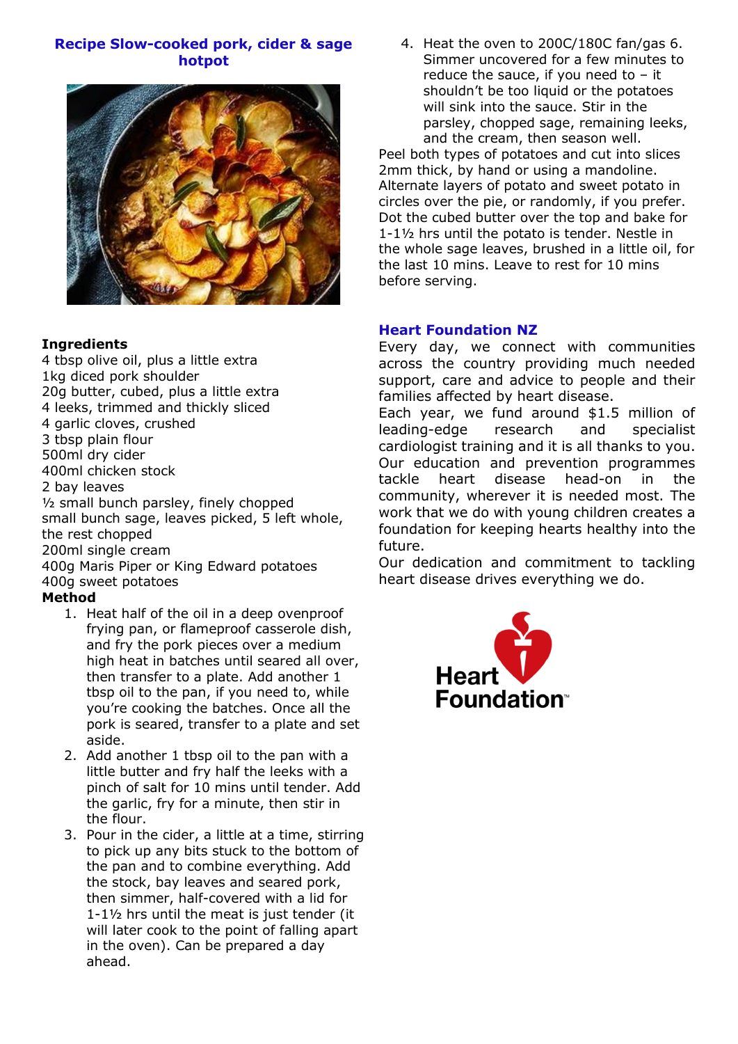## Recipe Slow-cooked pork, cider & sage hotpot

**Ingredients**

4 tbsp olive oil, plus a little extra
1kg diced pork shoulder
20g butter, cubed, plus a little extra
4 leeks, trimmed and thickly sliced
4 garlic cloves, crushed
3 tbsp plain flour
500ml dry cider
400ml chicken stock
2 bay leaves
½ small bunch parsley, finely chopped
small bunch sage, leaves picked, 5 left whole, the rest chopped
200ml single cream
400g Maris Piper or King Edward potatoes
400g sweet potatoes

**Method**

1. Heat half of the oil in a deep ovenproof frying pan, or flameproof casserole dish, and fry the pork pieces over a medium high heat in batches until seared all over, then transfer to a plate. Add another 1 tbsp oil to the pan, if you need to, while you're cooking the batches. Once all the pork is seared, transfer to a plate and set aside.
2. Add another 1 tbsp oil to the pan with a little butter and fry half the leeks with a pinch of salt for 10 mins until tender. Add the garlic, fry for a minute, then stir in the flour.
3. Pour in the cider, a little at a time, stirring to pick up any bits stuck to the bottom of the pan and to combine everything. Add the stock, bay leaves and seared pork, then simmer, half-covered with a lid for 1-1½ hrs until the meat is just tender (it will later cook to the point of falling apart in the oven). Can be prepared a day ahead.
4. Heat the oven to 200C/180C fan/gas 6. Simmer uncovered for a few minutes to reduce the sauce, if you need to – it shouldn't be too liquid or the potatoes will sink into the sauce. Stir in the parsley, chopped sage, remaining leeks, and the cream, then season well.

Peel both types of potatoes and cut into slices 2mm thick, by hand or using a mandoline. Alternate layers of potato and sweet potato in circles over the pie, or randomly, if you prefer. Dot the cubed butter over the top and bake for 1-1½ hrs until the potato is tender. Nestle in the whole sage leaves, brushed in a little oil, for the last 10 mins. Leave to rest for 10 mins before serving.

## Heart Foundation NZ

Every day, we connect with communities across the country providing much needed support, care and advice to people and their families affected by heart disease.

Each year, we fund around $1.5 million of leading-edge research and specialist cardiologist training and it is all thanks to you. Our education and prevention programmes tackle heart disease head-on in the community, wherever it is needed most. The work that we do with young children creates a foundation for keeping hearts healthy into the future.

Our dedication and commitment to tackling heart disease drives everything we do.

Heart Foundation™